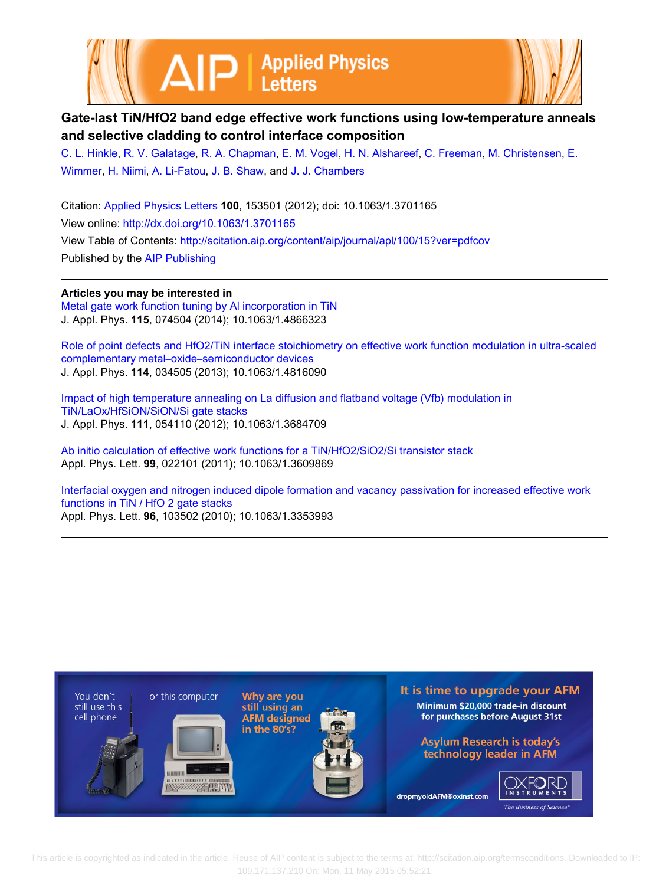# Gate-last TiN/HfO2 band edge effective work functions using low-temperature anneals and selective cladding to control interface composition

C. L. Hinkle, R. V. Galatage, R. A. Chapman, E. M. Vogel, H. N. Alshareef, C. Freeman, M. Christensen, E. Wimmer, H. Niimi, A. Li-Fatou, J. B. Shaw, and J. J. Chambers

Citation: Applied Physics Letters **100**, 153501 (2012); doi: 10.1063/1.3701165

View online: http://dx.doi.org/10.1063/1.3701165

View Table of Contents: http://scitation.aip.org/content/aip/journal/apl/100/15?ver=pdfcov

Published by the AIP Publishing

**Articles you may be interested in**

Metal gate work function tuning by Al incorporation in TiN
J. Appl. Phys. **115**, 074504 (2014); 10.1063/1.4866323

Role of point defects and HfO2/TiN interface stoichiometry on effective work function modulation in ultra-scaled complementary metal–oxide–semiconductor devices
J. Appl. Phys. **114**, 034505 (2013); 10.1063/1.4816090

Impact of high temperature annealing on La diffusion and flatband voltage (Vfb) modulation in TiN/LaOx/HfSiON/SiON/Si gate stacks
J. Appl. Phys. **111**, 054110 (2012); 10.1063/1.3684709

Ab initio calculation of effective work functions for a TiN/HfO2/SiO2/Si transistor stack
Appl. Phys. Lett. **99**, 022101 (2011); 10.1063/1.3609869

Interfacial oxygen and nitrogen induced dipole formation and vacancy passivation for increased effective work functions in TiN / HfO 2 gate stacks
Appl. Phys. Lett. **96**, 103502 (2010); 10.1063/1.3353993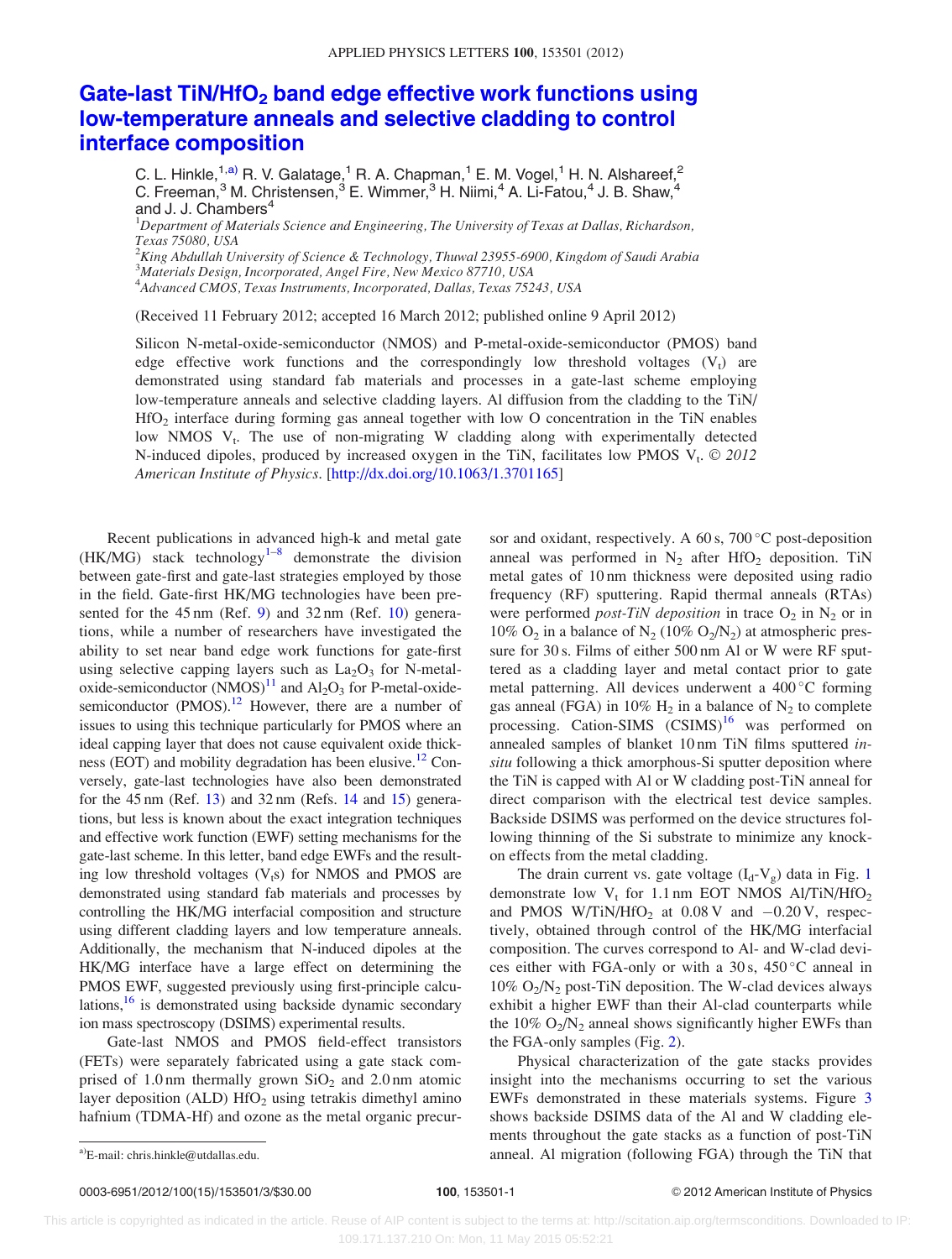# Gate-last TiN/$HfO_2$ band edge effective work functions using low-temperature anneals and selective cladding to control interface composition

C. L. Hinkle,[1,a)] R. V. Galatage,[1] R. A. Chapman,[1] E. M. Vogel,[1] H. N. Alshareef,[2] C. Freeman,[3] M. Christensen,[3] E. Wimmer,[3] H. Niimi,[4] A. Li-Fatou,[4] J. B. Shaw,[4] and J. J. Chambers[4]

[1]*Department of Materials Science and Engineering, The University of Texas at Dallas, Richardson, Texas 75080, USA*
[2]*King Abdullah University of Science & Technology, Thuwal 23955-6900, Kingdom of Saudi Arabia*
[3]*Materials Design, Incorporated, Angel Fire, New Mexico 87710, USA*
[4]*Advanced CMOS, Texas Instruments, Incorporated, Dallas, Texas 75243, USA*

(Received 11 February 2012; accepted 16 March 2012; published online 9 April 2012)

Silicon N-metal-oxide-semiconductor (NMOS) and P-metal-oxide-semiconductor (PMOS) band edge effective work functions and the correspondingly low threshold voltages ($V_t$) are demonstrated using standard fab materials and processes in a gate-last scheme employing low-temperature anneals and selective cladding layers. Al diffusion from the cladding to the TiN/$HfO_2$ interface during forming gas anneal together with low O concentration in the TiN enables low NMOS $V_t$. The use of non-migrating W cladding along with experimentally detected N-induced dipoles, produced by increased oxygen in the TiN, facilitates low PMOS $V_t$. © *2012 American Institute of Physics*. [http://dx.doi.org/10.1063/1.3701165]

Recent publications in advanced high-k and metal gate (HK/MG) stack technology[1–8] demonstrate the division between gate-first and gate-last strategies employed by those in the field. Gate-first HK/MG technologies have been presented for the 45 nm (Ref. 9) and 32 nm (Ref. 10) generations, while a number of researchers have investigated the ability to set near band edge work functions for gate-first using selective capping layers such as $La_2O_3$ for N-metal-oxide-semiconductor (NMOS)[11] and $Al_2O_3$ for P-metal-oxide-semiconductor (PMOS).[12] However, there are a number of issues to using this technique particularly for PMOS where an ideal capping layer that does not cause equivalent oxide thickness (EOT) and mobility degradation has been elusive.[12] Conversely, gate-last technologies have also been demonstrated for the 45 nm (Ref. 13) and 32 nm (Refs. 14 and 15) generations, but less is known about the exact integration techniques and effective work function (EWF) setting mechanisms for the gate-last scheme. In this letter, band edge EWFs and the resulting low threshold voltages ($V_t$s) for NMOS and PMOS are demonstrated using standard fab materials and processes by controlling the HK/MG interfacial composition and structure using different cladding layers and low temperature anneals. Additionally, the mechanism that N-induced dipoles at the HK/MG interface have a large effect on determining the PMOS EWF, suggested previously using first-principle calculations,[16] is demonstrated using backside dynamic secondary ion mass spectroscopy (DSIMS) experimental results.

Gate-last NMOS and PMOS field-effect transistors (FETs) were separately fabricated using a gate stack comprised of 1.0 nm thermally grown $SiO_2$ and 2.0 nm atomic layer deposition (ALD) $HfO_2$ using tetrakis dimethyl amino hafnium (TDMA-Hf) and ozone as the metal organic precursor and oxidant, respectively. A 60 s, 700 °C post-deposition anneal was performed in $N_2$ after $HfO_2$ deposition. TiN metal gates of 10 nm thickness were deposited using radio frequency (RF) sputtering. Rapid thermal anneals (RTAs) were performed *post-TiN deposition* in trace $O_2$ in $N_2$ or in 10% $O_2$ in a balance of $N_2$ (10% $O_2/N_2$) at atmospheric pressure for 30 s. Films of either 500 nm Al or W were RF sputtered as a cladding layer and metal contact prior to gate metal patterning. All devices underwent a 400 °C forming gas anneal (FGA) in 10% $H_2$ in a balance of $N_2$ to complete processing. Cation-SIMS (CSIMS)[16] was performed on annealed samples of blanket 10 nm TiN films sputtered *in-situ* following a thick amorphous-Si sputter deposition where the TiN is capped with Al or W cladding post-TiN anneal for direct comparison with the electrical test device samples. Backside DSIMS was performed on the device structures following thinning of the Si substrate to minimize any knock-on effects from the metal cladding.

The drain current vs. gate voltage ($I_d$-$V_g$) data in Fig. 1 demonstrate low $V_t$ for 1.1 nm EOT NMOS Al/TiN/$HfO_2$ and PMOS W/TiN/$HfO_2$ at 0.08 V and −0.20 V, respectively, obtained through control of the HK/MG interfacial composition. The curves correspond to Al- and W-clad devices either with FGA-only or with a 30 s, 450 °C anneal in 10% $O_2/N_2$ post-TiN deposition. The W-clad devices always exhibit a higher EWF than their Al-clad counterparts while the 10% $O_2/N_2$ anneal shows significantly higher EWFs than the FGA-only samples (Fig. 2).

Physical characterization of the gate stacks provides insight into the mechanisms occurring to set the various EWFs demonstrated in these materials systems. Figure 3 shows backside DSIMS data of the Al and W cladding elements throughout the gate stacks as a function of post-TiN anneal. Al migration (following FGA) through the TiN that

a)E-mail: chris.hinkle@utdallas.edu.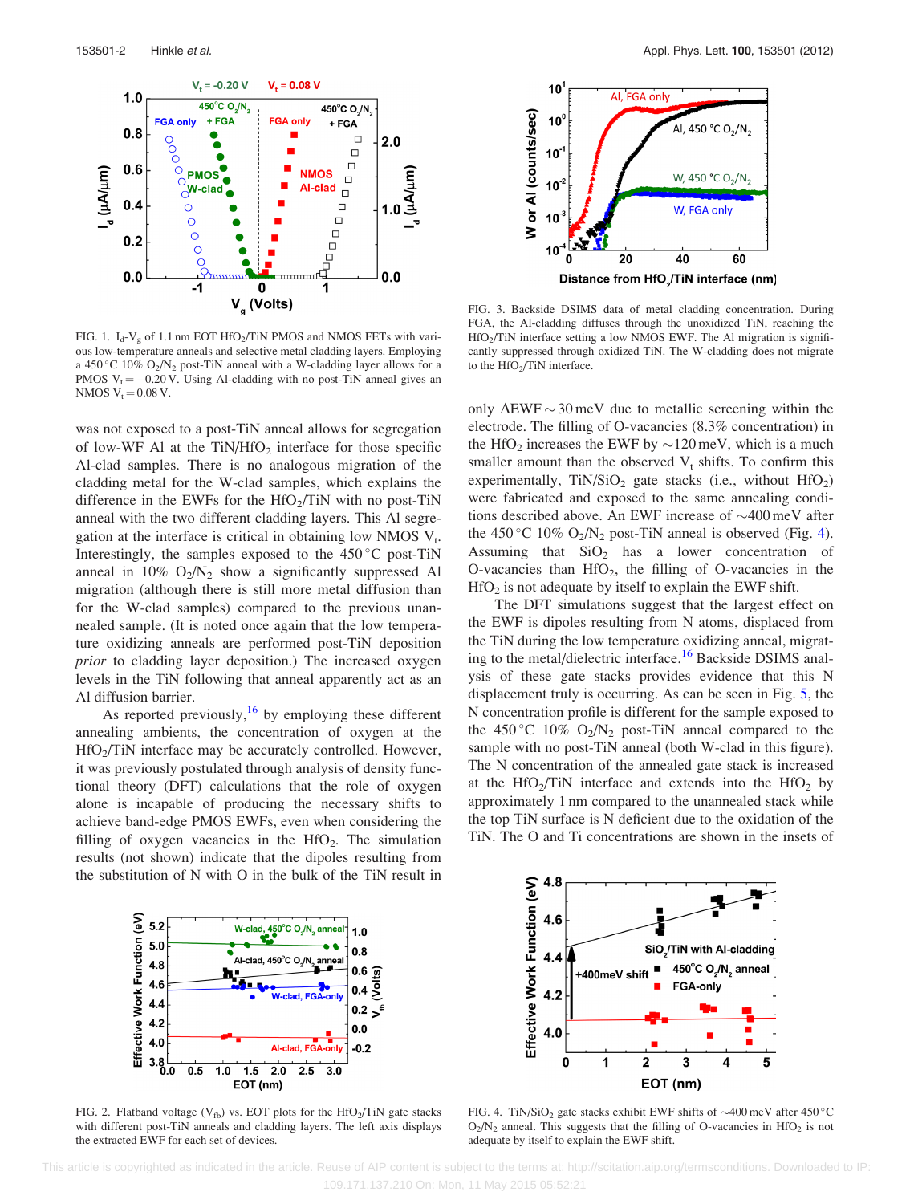FIG. 1. $I_d$-$V_g$ of 1.1 nm EOT $HfO_2$/TiN PMOS and NMOS FETs with various low-temperature anneals and selective metal cladding layers. Employing a 450 °C 10% $O_2/N_2$ post-TiN anneal with a W-cladding layer allows for a PMOS $V_t = -0.20$ V. Using Al-cladding with no post-TiN anneal gives an NMOS $V_t = 0.08$ V.

was not exposed to a post-TiN anneal allows for segregation of low-WF Al at the TiN/$HfO_2$ interface for those specific Al-clad samples. There is no analogous migration of the cladding metal for the W-clad samples, which explains the difference in the EWFs for the $HfO_2$/TiN with no post-TiN anneal with the two different cladding layers. This Al segregation at the interface is critical in obtaining low NMOS $V_t$. Interestingly, the samples exposed to the 450 °C post-TiN anneal in 10% $O_2/N_2$ show a significantly suppressed Al migration (although there is still more metal diffusion than for the W-clad samples) compared to the previous unannealed sample. (It is noted once again that the low temperature oxidizing anneals are performed post-TiN deposition *prior* to cladding layer deposition.) The increased oxygen levels in the TiN following that anneal apparently act as an Al diffusion barrier.

As reported previously,[16] by employing these different annealing ambients, the concentration of oxygen at the $HfO_2$/TiN interface may be accurately controlled. However, it was previously postulated through analysis of density functional theory (DFT) calculations that the role of oxygen alone is incapable of producing the necessary shifts to achieve band-edge PMOS EWFs, even when considering the filling of oxygen vacancies in the $HfO_2$. The simulation results (not shown) indicate that the dipoles resulting from the substitution of N with O in the bulk of the TiN result in

FIG. 2. Flatband voltage ($V_{fb}$) vs. EOT plots for the $HfO_2$/TiN gate stacks with different post-TiN anneals and cladding layers. The left axis displays the extracted EWF for each set of devices.

FIG. 3. Backside DSIMS data of metal cladding concentration. During FGA, the Al-cladding diffuses through the unoxidized TiN, reaching the $HfO_2$/TiN interface setting a low NMOS EWF. The Al migration is significantly suppressed through oxidized TiN. The W-cladding does not migrate to the $HfO_2$/TiN interface.

only $\Delta$EWF ~ 30 meV due to metallic screening within the electrode. The filling of O-vacancies (8.3% concentration) in the $HfO_2$ increases the EWF by ~120 meV, which is a much smaller amount than the observed $V_t$ shifts. To confirm this experimentally, TiN/$SiO_2$ gate stacks (i.e., without $HfO_2$) were fabricated and exposed to the same annealing conditions described above. An EWF increase of ~400 meV after the 450 °C 10% $O_2/N_2$ post-TiN anneal is observed (Fig. 4). Assuming that $SiO_2$ has a lower concentration of O-vacancies than $HfO_2$, the filling of O-vacancies in the $HfO_2$ is not adequate by itself to explain the EWF shift.

The DFT simulations suggest that the largest effect on the EWF is dipoles resulting from N atoms, displaced from the TiN during the low temperature oxidizing anneal, migrating to the metal/dielectric interface.[16] Backside DSIMS analysis of these gate stacks provides evidence that this N displacement truly is occurring. As can be seen in Fig. 5, the N concentration profile is different for the sample exposed to the 450 °C 10% $O_2/N_2$ post-TiN anneal compared to the sample with no post-TiN anneal (both W-clad in this figure). The N concentration of the annealed gate stack is increased at the $HfO_2$/TiN interface and extends into the $HfO_2$ by approximately 1 nm compared to the unannealed stack while the top TiN surface is N deficient due to the oxidation of the TiN. The O and Ti concentrations are shown in the insets of

FIG. 4. TiN/$SiO_2$ gate stacks exhibit EWF shifts of ~400 meV after 450 °C $O_2/N_2$ anneal. This suggests that the filling of O-vacancies in $HfO_2$ is not adequate by itself to explain the EWF shift.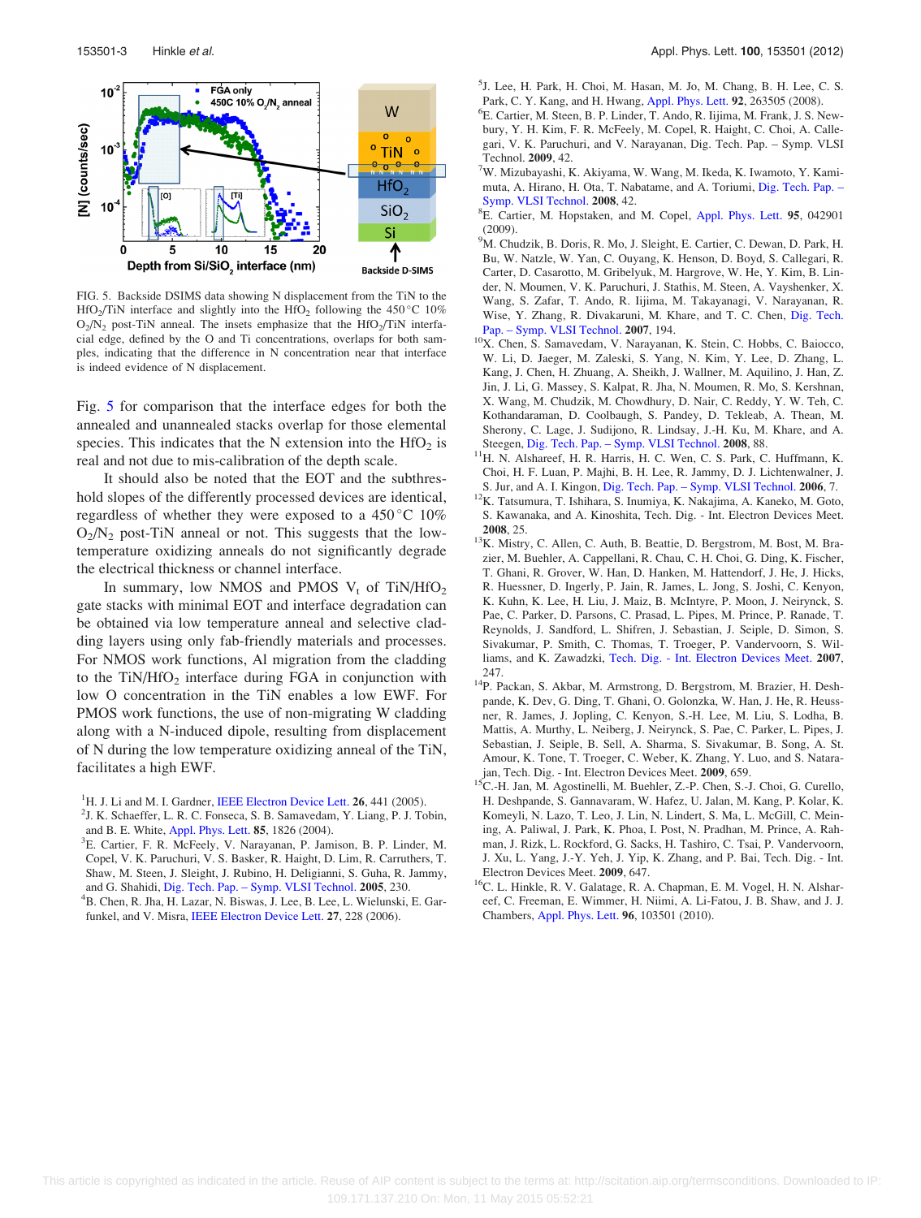$10^{-2}$
$10^{-3}$
$10^{-4}$
[N] (counts/sec)
FGA only
450C 10% $O_2/N_2$ anneal
[O]
[Ti]
0
5
10
15
20
Depth from $Si/SiO_2$ interface (nm)
W
TiN
$HfO_2$
$SiO_2$
Si
Backside D-SIMS

FIG. 5. Backside DSIMS data showing N displacement from the TiN to the $HfO_2$/TiN interface and slightly into the $HfO_2$ following the 450 °C 10% $O_2/N_2$ post-TiN anneal. The insets emphasize that the $HfO_2$/TiN interfacial edge, defined by the O and Ti concentrations, overlaps for both samples, indicating that the difference in N concentration near that interface is indeed evidence of N displacement.

Fig. 5 for comparison that the interface edges for both the annealed and unannealed stacks overlap for those elemental species. This indicates that the N extension into the $HfO_2$ is real and not due to mis-calibration of the depth scale.

It should also be noted that the EOT and the subthreshold slopes of the differently processed devices are identical, regardless of whether they were exposed to a 450 °C 10% $O_2/N_2$ post-TiN anneal or not. This suggests that the low-temperature oxidizing anneals do not significantly degrade the electrical thickness or channel interface.

In summary, low NMOS and PMOS $V_t$ of $TiN/HfO_2$ gate stacks with minimal EOT and interface degradation can be obtained via low temperature anneal and selective cladding layers using only fab-friendly materials and processes. For NMOS work functions, Al migration from the cladding to the $TiN/HfO_2$ interface during FGA in conjunction with low O concentration in the TiN enables a low EWF. For PMOS work functions, the use of non-migrating W cladding along with a N-induced dipole, resulting from displacement of N during the low temperature oxidizing anneal of the TiN, facilitates a high EWF.

[1] H. J. Li and M. I. Gardner, IEEE Electron Device Lett. **26**, 441 (2005).

[2] J. K. Schaeffer, L. R. C. Fonseca, S. B. Samavedam, Y. Liang, P. J. Tobin, and B. E. White, Appl. Phys. Lett. **85**, 1826 (2004).

[3] E. Cartier, F. R. McFeely, V. Narayanan, P. Jamison, B. P. Linder, M. Copel, V. K. Paruchuri, V. S. Basker, R. Haight, D. Lim, R. Carrruthers, T. Shaw, M. Steen, J. Sleight, J. Rubino, H. Deligianni, S. Guha, R. Jammy, and G. Shahidi, Dig. Tech. Pap. – Symp. VLSI Technol. **2005**, 230.

[4] B. Chen, R. Jha, H. Lazar, N. Biswas, J. Lee, B. Lee, L. Wielunski, E. Garfunkel, and V. Misra, IEEE Electron Device Lett. **27**, 228 (2006).

[5] J. Lee, H. Park, H. Choi, M. Hasan, M. Jo, M. Chang, B. H. Lee, C. S. Park, C. Y. Kang, and H. Hwang, Appl. Phys. Lett. **92**, 263505 (2008).

[6] E. Cartier, M. Steen, B. P. Linder, T. Ando, R. Iijima, M. Frank, J. S. Newbury, Y. H. Kim, F. R. McFeely, M. Copel, R. Haight, C. Choi, A. Callegari, V. K. Paruchuri, and V. Narayanan, Dig. Tech. Pap. – Symp. VLSI Technol. **2009**, 42.

[7] W. Mizubayashi, K. Akiyama, W. Wang, M. Ikeda, K. Iwamoto, Y. Kamimuta, A. Hirano, H. Ota, T. Nabatame, and A. Toriumi, Dig. Tech. Pap. – Symp. VLSI Technol. **2008**, 42.

[8] E. Cartier, M. Hopstaken, and M. Copel, Appl. Phys. Lett. **95**, 042901 (2009).

[9] M. Chudzik, B. Doris, R. Mo, J. Sleight, E. Cartier, C. Dewan, D. Park, H. Bu, W. Natzle, W. Yan, C. Ouyang, K. Henson, D. Boyd, S. Callegari, R. Carter, D. Casarotto, M. Gribelyuk, M. Hargrove, W. He, Y. Kim, B. Linder, N. Moumen, V. K. Paruchuri, J. Stathis, M. Steen, A. Vayshenker, X. Wang, S. Zafar, T. Ando, R. Iijima, M. Takayanagi, V. Narayanan, R. Wise, Y. Zhang, R. Divakaruni, M. Khare, and T. C. Chen, Dig. Tech. Pap. – Symp. VLSI Technol. **2007**, 194.

[10] X. Chen, S. Samavedam, V. Narayanan, K. Stein, C. Hobbs, C. Baiocco, W. Li, D. Jaeger, M. Zaleski, S. Yang, N. Kim, Y. Lee, D. Zhang, L. Kang, J. Chen, H. Zhuang, A. Sheikh, J. Wallner, M. Aquilino, J. Han, Z. Jin, J. Li, G. Massey, S. Kalpat, R. Jha, N. Moumen, R. Mo, S. Kershnan, X. Wang, M. Chudzik, M. Chowdhury, D. Nair, C. Reddy, Y. W. Teh, C. Kothandaraman, D. Coolbaugh, S. Pandey, D. Tekleab, A. Thean, M. Sherony, C. Lage, J. Sudijono, R. Lindsay, J.-H. Ku, M. Khare, and A. Steegen, Dig. Tech. Pap. – Symp. VLSI Technol. **2008**, 88.

[11] H. N. Alshareef, H. R. Harris, H. C. Wen, C. S. Park, C. Huffmann, K. Choi, H. F. Luan, P. Majhi, B. H. Lee, R. Jammy, D. J. Lichtenwalner, J. S. Jur, and A. I. Kingon, Dig. Tech. Pap. – Symp. VLSI Technol. **2006**, 7.

[12] K. Tatsumura, T. Ishihara, S. Inumiya, K. Nakajima, A. Kaneko, M. Goto, S. Kawanaka, and A. Kinoshita, Tech. Dig. - Int. Electron Devices Meet. **2008**, 25.

[13] K. Mistry, C. Allen, C. Auth, B. Beattie, D. Bergstrom, M. Bost, M. Brazier, M. Buehler, A. Cappellani, R. Chau, C. H. Choi, G. Ding, K. Fischer, T. Ghani, R. Grover, W. Han, D. Hanken, M. Hattendorf, J. He, J. Hicks, R. Huessner, D. Ingerly, P. Jain, R. James, L. Jong, S. Joshi, C. Kenyon, K. Kuhn, K. Lee, H. Liu, J. Maiz, B. McIntyre, P. Moon, J. Neirynck, S. Pae, C. Parker, D. Parsons, C. Prasad, L. Pipes, M. Prince, P. Ranade, T. Reynolds, J. Sandford, L. Shifren, J. Sebastian, J. Seiple, D. Simon, S. Sivakumar, P. Smith, C. Thomas, T. Troeger, P. Vandervoorn, S. Williams, and K. Zawadzki, Tech. Dig. - Int. Electron Devices Meet. **2007**, 247.

[14] P. Packan, S. Akbar, M. Armstrong, D. Bergstrom, M. Brazier, H. Deshpande, K. Dev, G. Ding, T. Ghani, O. Golonzka, W. Han, J. He, R. Heussner, R. James, J. Jopling, C. Kenyon, S.-H. Lee, M. Liu, S. Lodha, B. Mattis, A. Murthy, L. Neiberg, J. Neirynck, S. Pae, C. Parker, L. Pipes, J. Sebastian, J. Seiple, B. Sell, A. Sharma, S. Sivakumar, B. Song, A. St. Amour, K. Tone, T. Troeger, C. Weber, K. Zhang, Y. Luo, and S. Natarajan, Tech. Dig. - Int. Electron Devices Meet. **2009**, 659.

[15] C.-H. Jan, M. Agostinelli, M. Buehler, Z.-P. Chen, S.-J. Choi, G. Curello, H. Deshpande, S. Gannavaram, W. Hafez, U. Jalan, M. Kang, P. Kolar, K. Komeyli, N. Lazo, T. Leo, J. Lin, N. Lindert, S. Ma, L. McGill, C. Meining, A. Paliwal, J. Park, K. Phoa, I. Post, N. Pradhan, M. Prince, A. Rahman, J. Rizk, L. Rockford, G. Sacks, H. Tashiro, C. Tsai, P. Vandervoorn, J. Xu, L. Yang, J.-Y. Yeh, J. Yip, K. Zhang, and P. Bai, Tech. Dig. - Int. Electron Devices Meet. **2009**, 647.

[16] C. L. Hinkle, R. V. Galatage, R. A. Chapman, E. M. Vogel, H. N. Alshareef, C. Freeman, E. Wimmer, H. Niimi, A. Li-Fatou, J. B. Shaw, and J. J. Chambers, Appl. Phys. Lett. **96**, 103501 (2010).